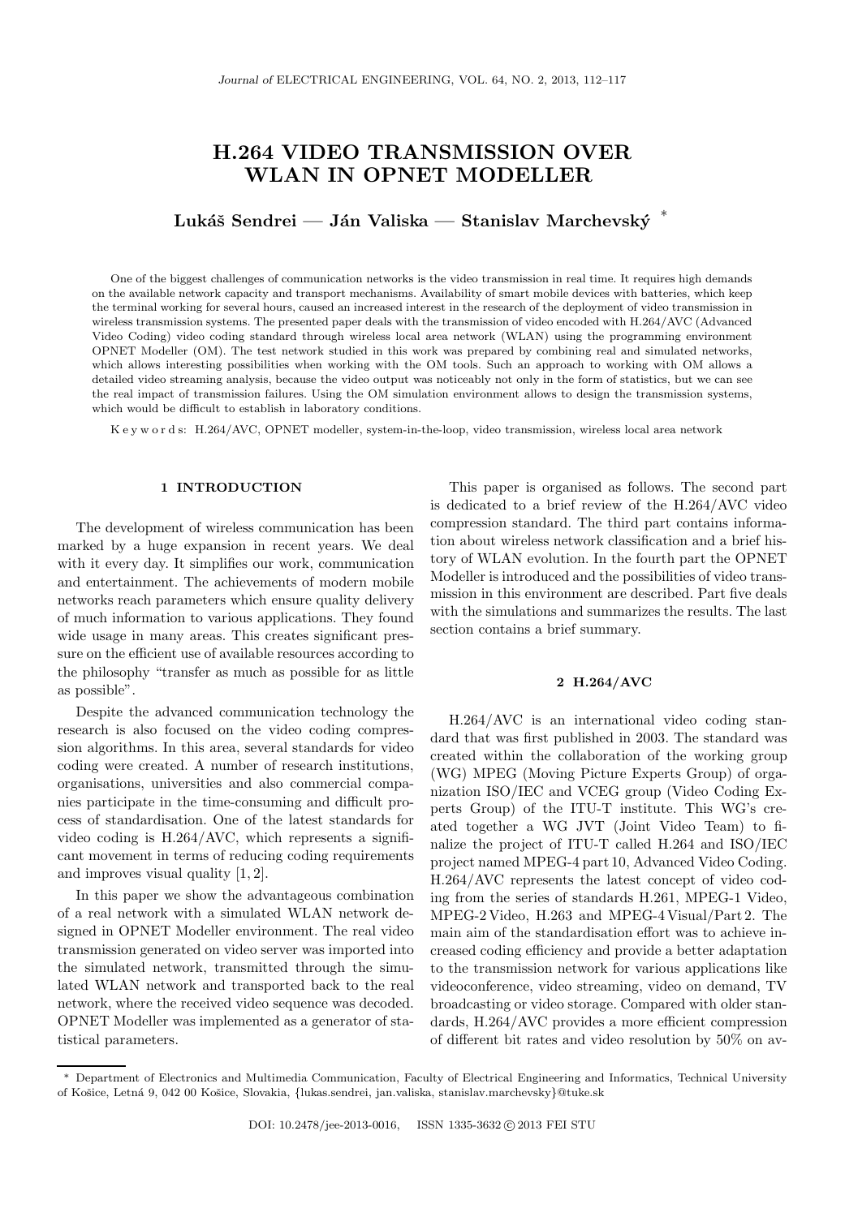# H.264 VIDEO TRANSMISSION OVER WLAN IN OPNET MODELLER

**Lukáš Sendrei — Ján Valiska — Stanislav Marchevský** *

One of the biggest challenges of communication networks is the video transmission in real time. It requires high demands on the available network capacity and transport mechanisms. Availability of smart mobile devices with batteries, which keep the terminal working for several hours, caused an increased interest in the research of the deployment of video transmission in wireless transmission systems. The presented paper deals with the transmission of video encoded with H.264/AVC (Advanced Video Coding) video coding standard through wireless local area network (WLAN) using the programming environment OPNET Modeller (OM). The test network studied in this work was prepared by combining real and simulated networks, which allows interesting possibilities when working with the OM tools. Such an approach to working with OM allows a detailed video streaming analysis, because the video output was noticeably not only in the form of statistics, but we can see the real impact of transmission failures. Using the OM simulation environment allows to design the transmission systems, which would be difficult to establish in laboratory conditions.

K e y w o r d s: H.264/AVC, OPNET modeller, system-in-the-loop, video transmission, wireless local area network

## 1 INTRODUCTION

The development of wireless communication has been marked by a huge expansion in recent years. We deal with it every day. It simplifies our work, communication and entertainment. The achievements of modern mobile networks reach parameters which ensure quality delivery of much information to various applications. They found wide usage in many areas. This creates significant pressure on the efficient use of available resources according to the philosophy "transfer as much as possible for as little as possible".

Despite the advanced communication technology the research is also focused on the video coding compression algorithms. In this area, several standards for video coding were created. A number of research institutions, organisations, universities and also commercial companies participate in the time-consuming and difficult process of standardisation. One of the latest standards for video coding is H.264/AVC, which represents a significant movement in terms of reducing coding requirements and improves visual quality [1, 2].

In this paper we show the advantageous combination of a real network with a simulated WLAN network designed in OPNET Modeller environment. The real video transmission generated on video server was imported into the simulated network, transmitted through the simulated WLAN network and transported back to the real network, where the received video sequence was decoded. OPNET Modeller was implemented as a generator of statistical parameters.

This paper is organised as follows. The second part is dedicated to a brief review of the H.264/AVC video compression standard. The third part contains information about wireless network classification and a brief history of WLAN evolution. In the fourth part the OPNET Modeller is introduced and the possibilities of video transmission in this environment are described. Part five deals with the simulations and summarizes the results. The last section contains a brief summary.

## 2 H.264/AVC

H.264/AVC is an international video coding standard that was first published in 2003. The standard was created within the collaboration of the working group (WG) MPEG (Moving Picture Experts Group) of organization ISO/IEC and VCEG group (Video Coding Experts Group) of the ITU-T institute. This WG's created together a WG JVT (Joint Video Team) to finalize the project of ITU-T called H.264 and ISO/IEC project named MPEG-4 part 10, Advanced Video Coding. H.264/AVC represents the latest concept of video coding from the series of standards H.261, MPEG-1 Video, MPEG-2 Video, H.263 and MPEG-4 Visual/Part 2. The main aim of the standardisation effort was to achieve increased coding efficiency and provide a better adaptation to the transmission network for various applications like videoconference, video streaming, video on demand, TV broadcasting or video storage. Compared with older standards, H.264/AVC provides a more efficient compression of different bit rates and video resolution by 50% on av-

* Department of Electronics and Multimedia Communication, Faculty of Electrical Engineering and Informatics, Technical University of Košice, Letná 9, 042 00 Košice, Slovakia, {lukas.sendrei, jan.valiska, stanislav.marchevsky}@tuke.sk

DOI: 10.2478/jee-2013-0016, ISSN 1335-3632 © 2013 FEI STU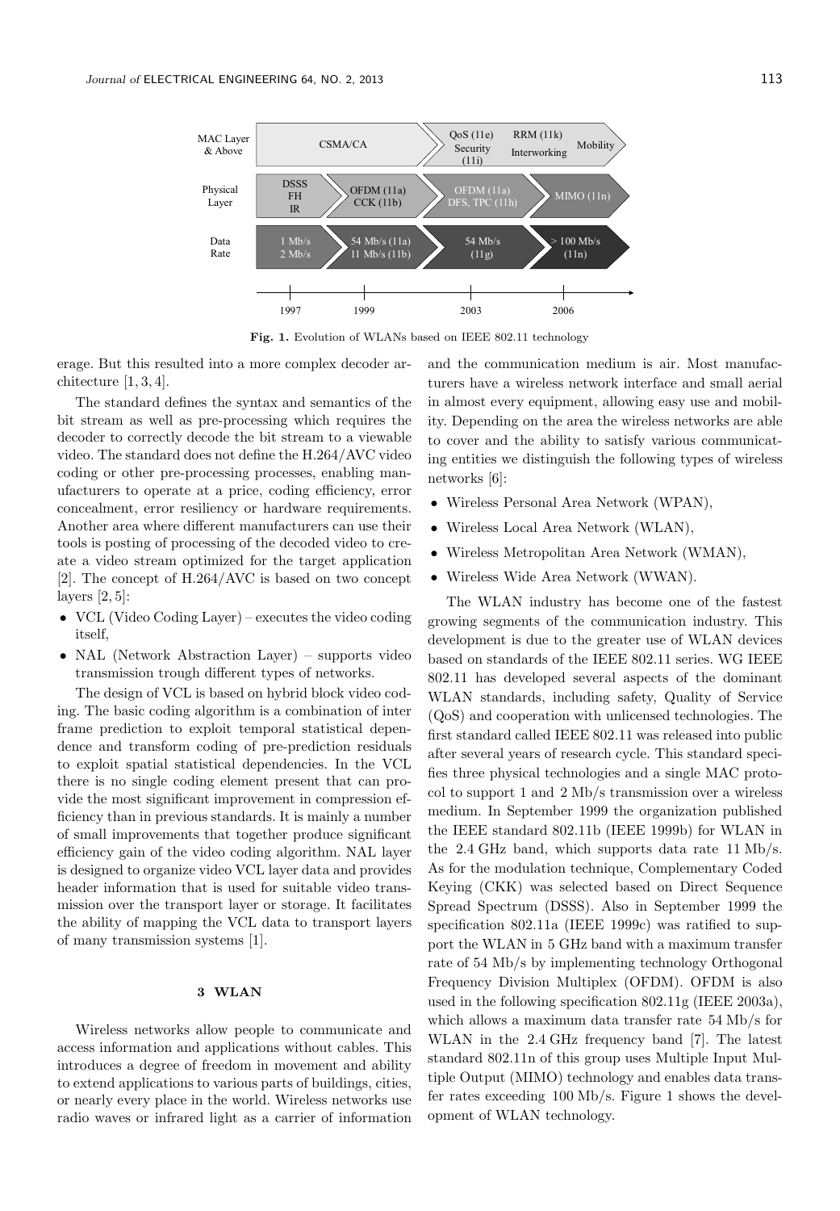Fig. 1. Evolution of WLANs based on IEEE 802.11 technology

erage. But this resulted into a more complex decoder architecture [1, 3, 4].

The standard defines the syntax and semantics of the bit stream as well as pre-processing which requires the decoder to correctly decode the bit stream to a viewable video. The standard does not define the H.264/AVC video coding or other pre-processing processes, enabling manufacturers to operate at a price, coding efficiency, error concealment, error resiliency or hardware requirements. Another area where different manufacturers can use their tools is posting of processing of the decoded video to create a video stream optimized for the target application [2]. The concept of H.264/AVC is based on two concept layers [2, 5]:

- VCL (Video Coding Layer) – executes the video coding itself,
- NAL (Network Abstraction Layer) – supports video transmission trough different types of networks.

The design of VCL is based on hybrid block video coding. The basic coding algorithm is a combination of inter frame prediction to exploit temporal statistical dependence and transform coding of pre-prediction residuals to exploit spatial statistical dependencies. In the VCL there is no single coding element present that can provide the most significant improvement in compression efficiency than in previous standards. It is mainly a number of small improvements that together produce significant efficiency gain of the video coding algorithm. NAL layer is designed to organize video VCL layer data and provides header information that is used for suitable video transmission over the transport layer or storage. It facilitates the ability of mapping the VCL data to transport layers of many transmission systems [1].

## 3 WLAN

Wireless networks allow people to communicate and access information and applications without cables. This introduces a degree of freedom in movement and ability to extend applications to various parts of buildings, cities, or nearly every place in the world. Wireless networks use radio waves or infrared light as a carrier of information and the communication medium is air. Most manufacturers have a wireless network interface and small aerial in almost every equipment, allowing easy use and mobility. Depending on the area the wireless networks are able to cover and the ability to satisfy various communicating entities we distinguish the following types of wireless networks [6]:

- Wireless Personal Area Network (WPAN),
- Wireless Local Area Network (WLAN),
- Wireless Metropolitan Area Network (WMAN),
- Wireless Wide Area Network (WWAN).

The WLAN industry has become one of the fastest growing segments of the communication industry. This development is due to the greater use of WLAN devices based on standards of the IEEE 802.11 series. WG IEEE 802.11 has developed several aspects of the dominant WLAN standards, including safety, Quality of Service (QoS) and cooperation with unlicensed technologies. The first standard called IEEE 802.11 was released into public after several years of research cycle. This standard specifies three physical technologies and a single MAC protocol to support 1 and 2 Mb/s transmission over a wireless medium. In September 1999 the organization published the IEEE standard 802.11b (IEEE 1999b) for WLAN in the 2.4 GHz band, which supports data rate 11 Mb/s. As for the modulation technique, Complementary Coded Keying (CKK) was selected based on Direct Sequence Spread Spectrum (DSSS). Also in September 1999 the specification 802.11a (IEEE 1999c) was ratified to support the WLAN in 5 GHz band with a maximum transfer rate of 54 Mb/s by implementing technology Orthogonal Frequency Division Multiplex (OFDM). OFDM is also used in the following specification 802.11g (IEEE 2003a), which allows a maximum data transfer rate 54 Mb/s for WLAN in the 2.4 GHz frequency band [7]. The latest standard 802.11n of this group uses Multiple Input Multiple Output (MIMO) technology and enables data transfer rates exceeding 100 Mb/s. Figure 1 shows the development of WLAN technology.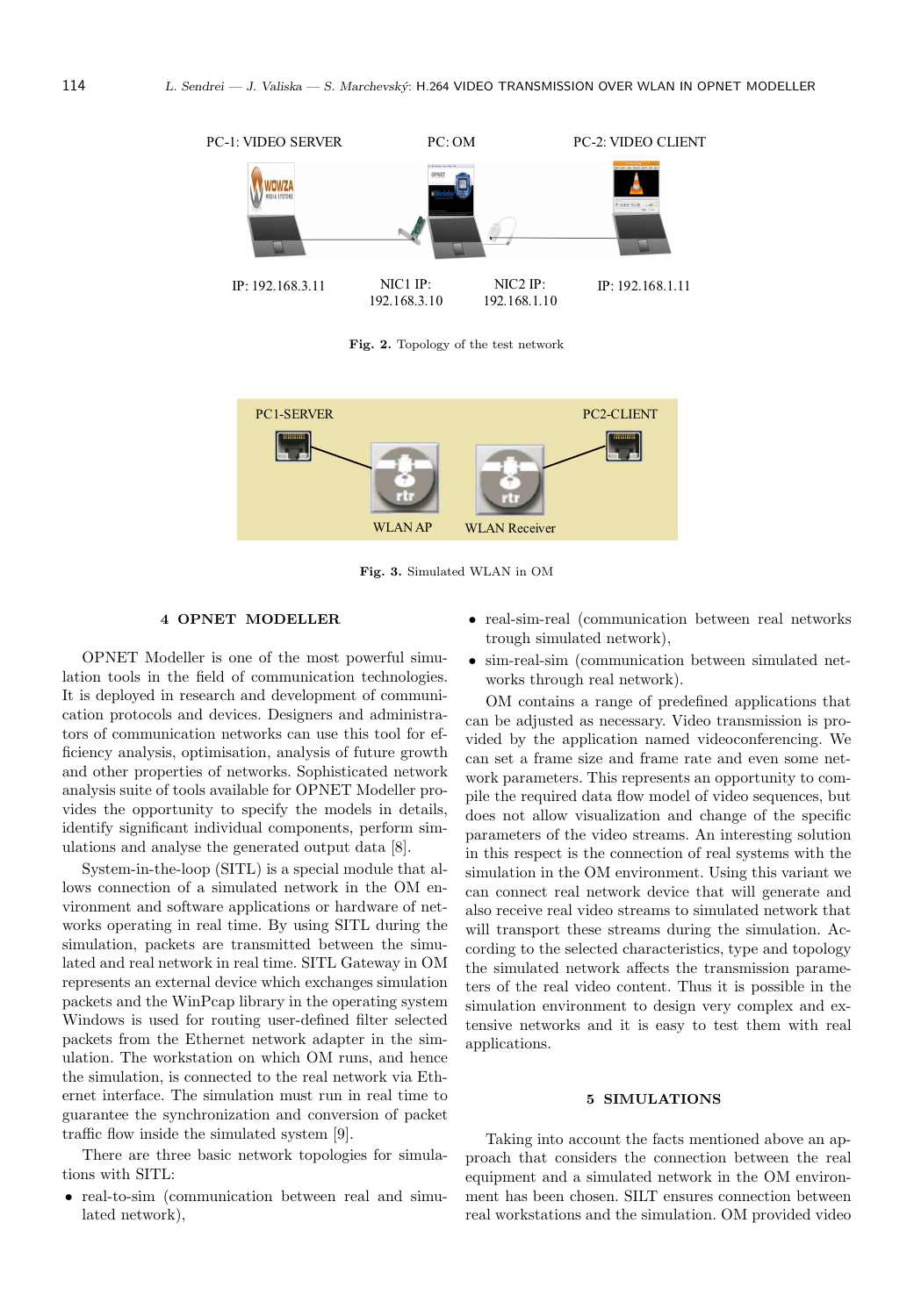PC-1: VIDEO SERVER PC: OM PC-2: VIDEO CLIENT

IP: 192.168.3.11 NIC1 IP: 192.168.3.10 NIC2 IP: 192.168.1.10 IP: 192.168.1.11

**Fig. 2.** Topology of the test network

PC1-SERVER PC2-CLIENT WLAN AP WLAN Receiver

**Fig. 3.** Simulated WLAN in OM

## 4 OPNET MODELLER

OPNET Modeller is one of the most powerful simulation tools in the field of communication technologies. It is deployed in research and development of communication protocols and devices. Designers and administrators of communication networks can use this tool for efficiency analysis, optimisation, analysis of future growth and other properties of networks. Sophisticated network analysis suite of tools available for OPNET Modeller provides the opportunity to specify the models in details, identify significant individual components, perform simulations and analyse the generated output data [8].

System-in-the-loop (SITL) is a special module that allows connection of a simulated network in the OM environment and software applications or hardware of networks operating in real time. By using SITL during the simulation, packets are transmitted between the simulated and real network in real time. SITL Gateway in OM represents an external device which exchanges simulation packets and the WinPcap library in the operating system Windows is used for routing user-defined filter selected packets from the Ethernet network adapter in the simulation. The workstation on which OM runs, and hence the simulation, is connected to the real network via Ethernet interface. The simulation must run in real time to guarantee the synchronization and conversion of packet traffic flow inside the simulated system [9].

There are three basic network topologies for simulations with SITL:

- real-to-sim (communication between real and simulated network),
- real-sim-real (communication between real networks trough simulated network),
- sim-real-sim (communication between simulated networks through real network).

OM contains a range of predefined applications that can be adjusted as necessary. Video transmission is provided by the application named videoconferencing. We can set a frame size and frame rate and even some network parameters. This represents an opportunity to compile the required data flow model of video sequences, but does not allow visualization and change of the specific parameters of the video streams. An interesting solution in this respect is the connection of real systems with the simulation in the OM environment. Using this variant we can connect real network device that will generate and also receive real video streams to simulated network that will transport these streams during the simulation. According to the selected characteristics, type and topology the simulated network affects the transmission parameters of the real video content. Thus it is possible in the simulation environment to design very complex and extensive networks and it is easy to test them with real applications.

## 5 SIMULATIONS

Taking into account the facts mentioned above an approach that considers the connection between the real equipment and a simulated network in the OM environment has been chosen. SILT ensures connection between real workstations and the simulation. OM provided video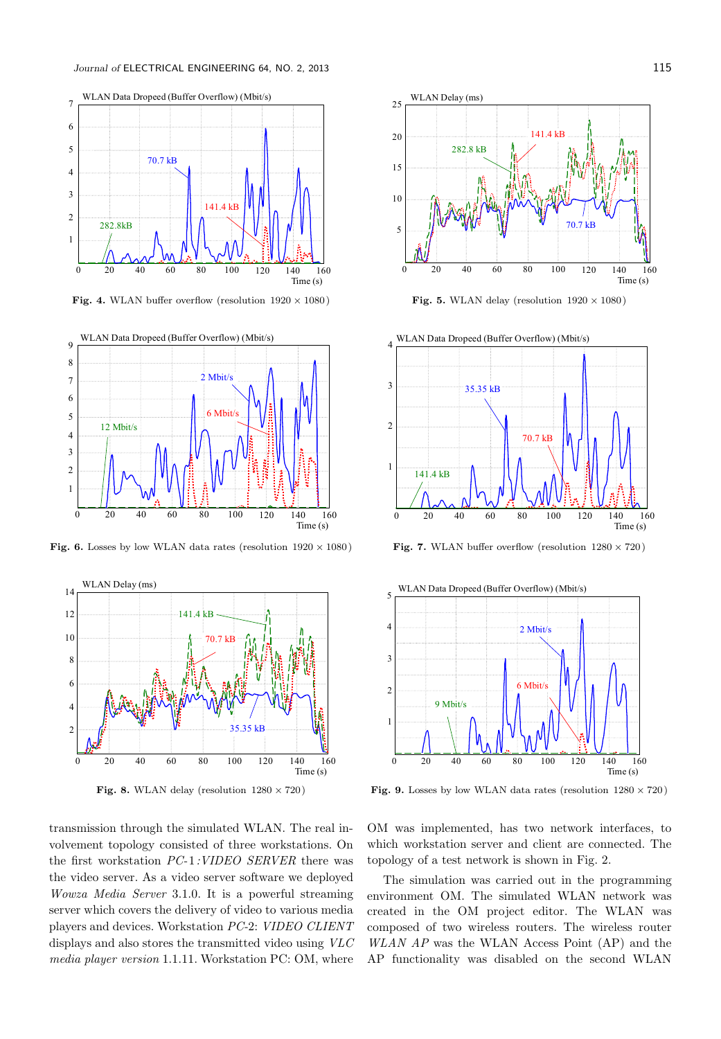Fig. 4. WLAN buffer overflow (resolution 1920 × 1080)

Fig. 5. WLAN delay (resolution 1920 × 1080)

Fig. 6. Losses by low WLAN data rates (resolution 1920 × 1080)

Fig. 7. WLAN buffer overflow (resolution 1280 × 720)

Fig. 8. WLAN delay (resolution 1280 × 720)

Fig. 9. Losses by low WLAN data rates (resolution 1280 × 720)

transmission through the simulated WLAN. The real involvement topology consisted of three workstations. On the first workstation *PC-1: VIDEO SERVER* there was the video server. As a video server software we deployed *Wowza Media Server* 3.1.0. It is a powerful streaming server which covers the delivery of video to various media players and devices. Workstation *PC-2*: *VIDEO CLIENT* displays and also stores the transmitted video using *VLC media player version* 1.1.11. Workstation PC: OM, where OM was implemented, has two network interfaces, to which workstation server and client are connected. The topology of a test network is shown in Fig. 2.

The simulation was carried out in the programming environment OM. The simulated WLAN network was created in the OM project editor. The WLAN was composed of two wireless routers. The wireless router *WLAN AP* was the WLAN Access Point (AP) and the AP functionality was disabled on the second WLAN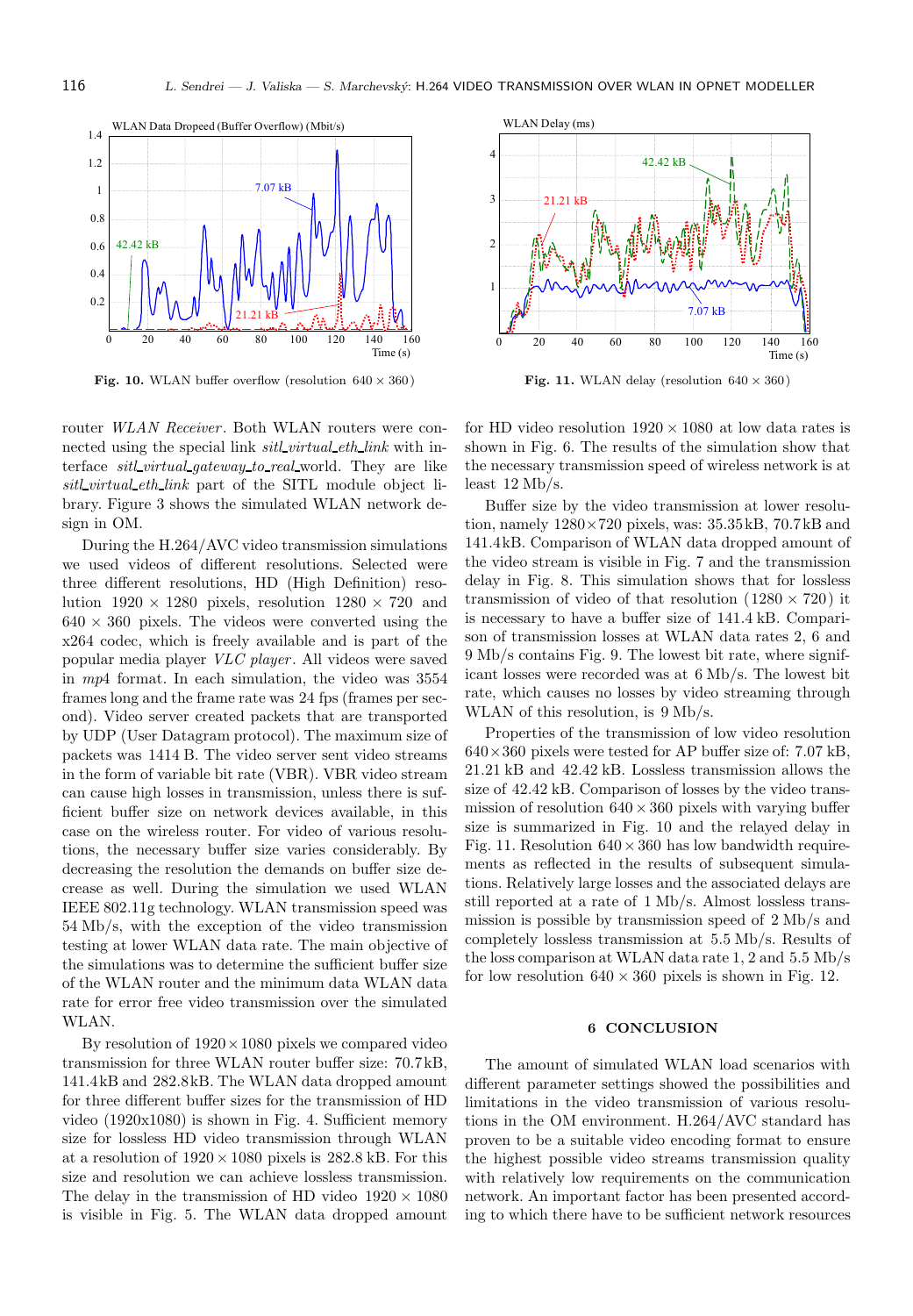Fig. 10. WLAN buffer overflow (resolution $640 \times 360$)

Fig. 11. WLAN delay (resolution $640 \times 360$)

router *WLAN Receiver*. Both WLAN routers were connected using the special link *sitl_virtual_eth_link* with interface *sitl_virtual_gateway_to_real_*world. They are like *sitl_virtual_eth_link* part of the SITL module object library. Figure 3 shows the simulated WLAN network design in OM.

During the H.264/AVC video transmission simulations we used videos of different resolutions. Selected were three different resolutions, HD (High Definition) resolution $1920 \times 1280$ pixels, resolution $1280 \times 720$ and $640 \times 360$ pixels. The videos were converted using the x264 codec, which is freely available and is part of the popular media player *VLC player*. All videos were saved in *mp*4 format. In each simulation, the video was 3554 frames long and the frame rate was 24 fps (frames per second). Video server created packets that are transported by UDP (User Datagram protocol). The maximum size of packets was 1414 B. The video server sent video streams in the form of variable bit rate (VBR). VBR video stream can cause high losses in transmission, unless there is sufficient buffer size on network devices available, in this case on the wireless router. For video of various resolutions, the necessary buffer size varies considerably. By decreasing the resolution the demands on buffer size decrease as well. During the simulation we used WLAN IEEE 802.11g technology. WLAN transmission speed was 54 Mb/s, with the exception of the video transmission testing at lower WLAN data rate. The main objective of the simulations was to determine the sufficient buffer size of the WLAN router and the minimum data WLAN data rate for error free video transmission over the simulated WLAN.

By resolution of $1920 \times 1080$ pixels we compared video transmission for three WLAN router buffer size: 70.7 kB, 141.4 kB and 282.8 kB. The WLAN data dropped amount for three different buffer sizes for the transmission of HD video (1920x1080) is shown in Fig. 4. Sufficient memory size for lossless HD video transmission through WLAN at a resolution of $1920 \times 1080$ pixels is 282.8 kB. For this size and resolution we can achieve lossless transmission. The delay in the transmission of HD video $1920 \times 1080$ is visible in Fig. 5. The WLAN data dropped amount for HD video resolution $1920 \times 1080$ at low data rates is shown in Fig. 6. The results of the simulation show that the necessary transmission speed of wireless network is at least 12 Mb/s.

Buffer size by the video transmission at lower resolution, namely $1280 \times 720$ pixels, was: 35.35 kB, 70.7 kB and 141.4 kB. Comparison of WLAN data dropped amount of the video stream is visible in Fig. 7 and the transmission delay in Fig. 8. This simulation shows that for lossless transmission of video of that resolution $(1280 \times 720)$ it is necessary to have a buffer size of 141.4 kB. Comparison of transmission losses at WLAN data rates 2, 6 and 9 Mb/s contains Fig. 9. The lowest bit rate, where significant losses were recorded was at 6 Mb/s. The lowest bit rate, which causes no losses by video streaming through WLAN of this resolution, is 9 Mb/s.

Properties of the transmission of low video resolution $640 \times 360$ pixels were tested for AP buffer size of: 7.07 kB, 21.21 kB and 42.42 kB. Lossless transmission allows the size of 42.42 kB. Comparison of losses by the video transmission of resolution $640 \times 360$ pixels with varying buffer size is summarized in Fig. 10 and the relayed delay in Fig. 11. Resolution $640 \times 360$ has low bandwidth requirements as reflected in the results of subsequent simulations. Relatively large losses and the associated delays are still reported at a rate of 1 Mb/s. Almost lossless transmission is possible by transmission speed of 2 Mb/s and completely lossless transmission at 5.5 Mb/s. Results of the loss comparison at WLAN data rate 1, 2 and 5.5 Mb/s for low resolution $640 \times 360$ pixels is shown in Fig. 12.

## 6 CONCLUSION

The amount of simulated WLAN load scenarios with different parameter settings showed the possibilities and limitations in the video transmission of various resolutions in the OM environment. H.264/AVC standard has proven to be a suitable video encoding format to ensure the highest possible video streams transmission quality with relatively low requirements on the communication network. An important factor has been presented according to which there have to be sufficient network resources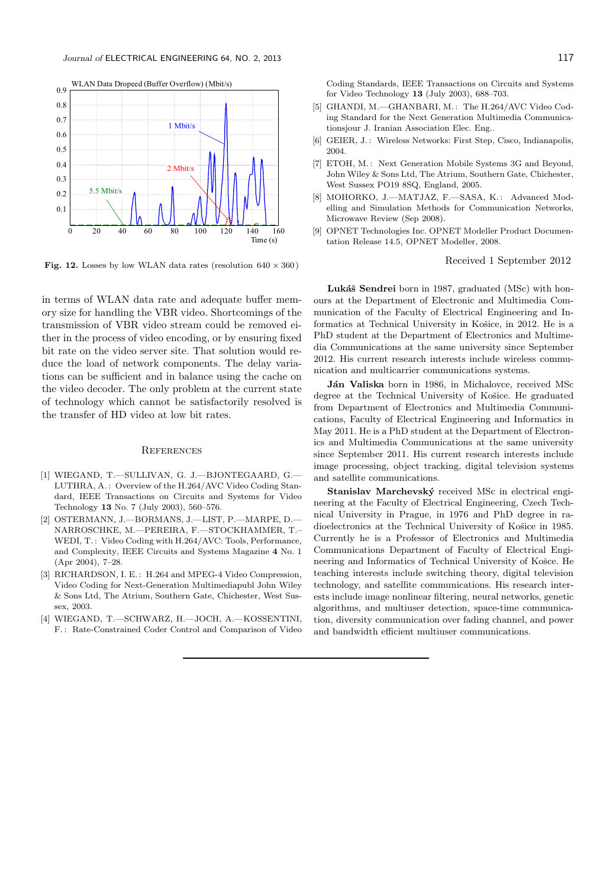WLAN Data Dropeed (Buffer Overflow) (Mbit/s)

0.9
0.8
0.7
0.6
0.5
0.4
0.3
0.2
0.1

1 Mbit/s

2 Mbit/s

5.5 Mbit/s

0 20 40 60 80 100 120 140 160

Time (s)

**Fig. 12.** Losses by low WLAN data rates (resolution $640 \times 360$)

in terms of WLAN data rate and adequate buffer memory size for handling the VBR video. Shortcomings of the transmission of VBR video stream could be removed either in the process of video encoding, or by ensuring fixed bit rate on the video server site. That solution would reduce the load of network components. The delay variations can be sufficient and in balance using the cache on the video decoder. The only problem at the current state of technology which cannot be satisfactorily resolved is the transfer of HD video at low bit rates.

## References

[1] WIEGAND, T.—SULLIVAN, G. J.—BJONTEGAARD, G.—LUTHRA, A.: Overview of the H.264/AVC Video Coding Standard, IEEE Transactions on Circuits and Systems for Video Technology **13** No. 7 (July 2003), 560–576.

[2] OSTERMANN, J.—BORMANS, J.—LIST, P.—MARPE, D.—NARROSCHKE, M.—PEREIRA, F.—STOCKHAMMER, T.–WEDI, T.: Video Coding with H.264/AVC: Tools, Performance, and Complexity, IEEE Circuits and Systems Magazine **4** No. 1 (Apr 2004), 7–28.

[3] RICHARDSON, I. E.: H.264 and MPEG-4 Video Compression, Video Coding for Next-Generation Multimediapubl John Wiley & Sons Ltd, The Atrium, Southern Gate, Chichester, West Sussex, 2003.

[4] WIEGAND, T.—SCHWARZ, H.—JOCH, A.—KOSSENTINI, F.: Rate-Constrained Coder Control and Comparison of Video Coding Standards, IEEE Transactions on Circuits and Systems for Video Technology **13** (July 2003), 688–703.

[5] GHANDI, M.—GHANBARI, M.: The H.264/AVC Video Coding Standard for the Next Generation Multimedia Communicationsjour J. Iranian Association Elec. Eng..

[6] GEIER, J.: Wireless Networks: First Step, Cisco, Indianapolis, 2004.

[7] ETOH, M.: Next Generation Mobile Systems 3G and Beyond, John Wiley & Sons Ltd, The Atrium, Southern Gate, Chichester, West Sussex PO19 8SQ, England, 2005.

[8] MOHORKO, J.—MATJAZ, F.—SASA, K.: Advanced Modelling and Simulation Methods for Communication Networks, Microwave Review (Sep 2008).

[9] OPNET Technologies Inc. OPNET Modeller Product Documentation Release 14.5, OPNET Modeller, 2008.

Received 1 September 2012

**Lukáš Sendrei** born in 1987, graduated (MSc) with honours at the Department of Electronic and Multimedia Communication of the Faculty of Electrical Engineering and Informatics at Technical University in Košice, in 2012. He is a PhD student at the Department of Electronics and Multimedia Communications at the same university since September 2012. His current research interests include wireless communication and multicarrier communications systems.

**Ján Valiska** born in 1986, in Michalovce, received MSc degree at the Technical University of Košice. He graduated from Department of Electronics and Multimedia Communications, Faculty of Electrical Engineering and Informatics in May 2011. He is a PhD student at the Department of Electronics and Multimedia Communications at the same university since September 2011. His current research interests include image processing, object tracking, digital television systems and satellite communications.

**Stanislav Marchevský** received MSc in electrical engineering at the Faculty of Electrical Engineering, Czech Technical University in Prague, in 1976 and PhD degree in radioelectronics at the Technical University of Košice in 1985. Currently he is a Professor of Electronics and Multimedia Communications Department of Faculty of Electrical Engineering and Informatics of Technical University of Košce. He teaching interests include switching theory, digital television technology, and satellite communications. His research interests include image nonlinear filtering, neural networks, genetic algorithms, and multiuser detection, space-time communication, diversity communication over fading channel, and power and bandwidth efficient multiuser communications.